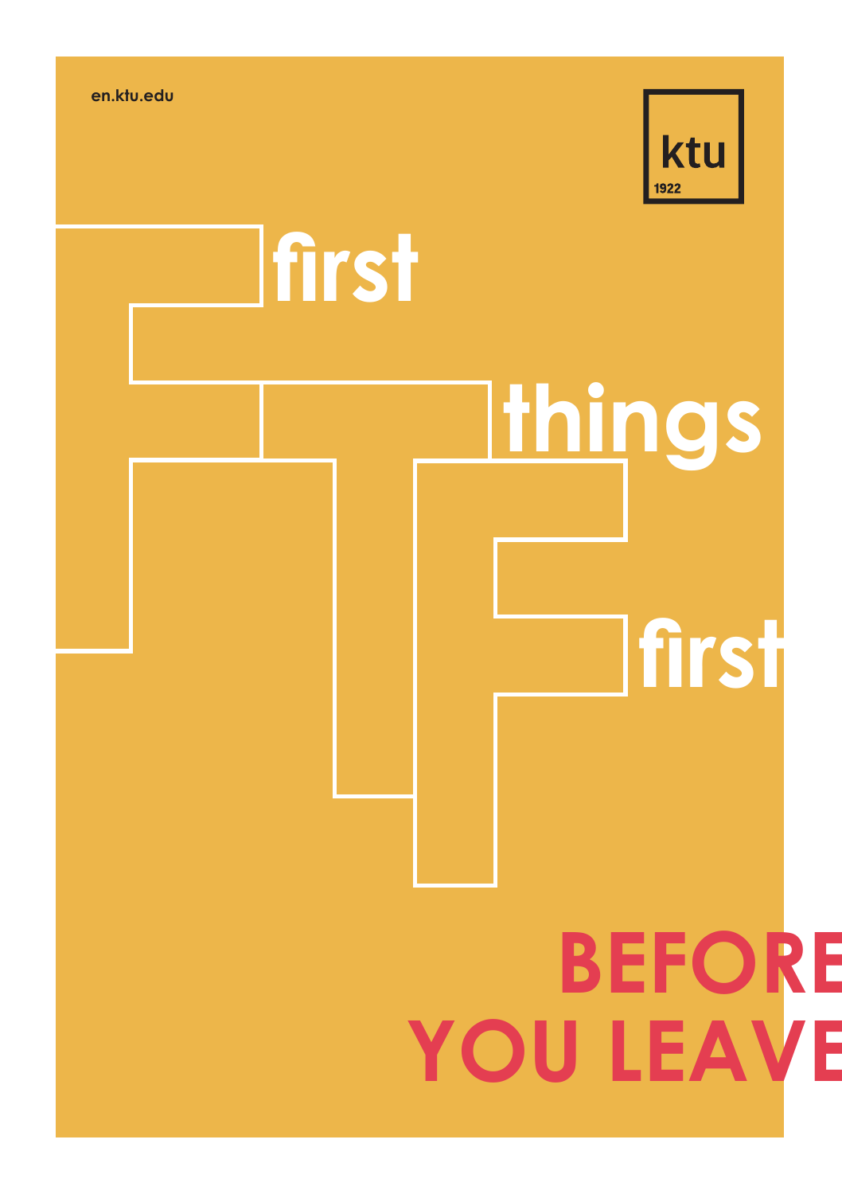en.ktu.edu

ktu
1922

# first things first

# BEFORE YOU LEAVE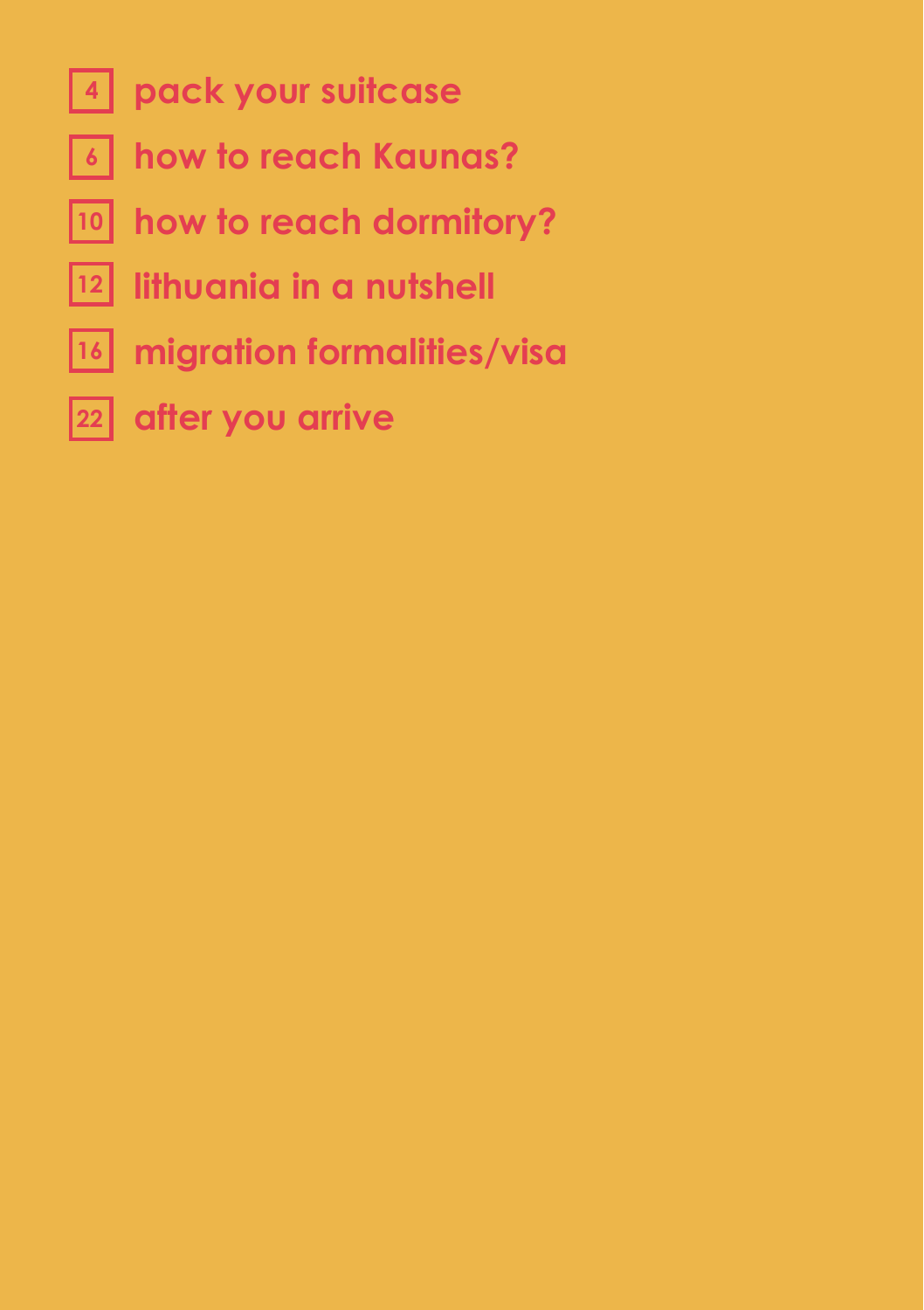- 4 **pack your suitcase**
- 6 **how to reach Kaunas?**
- 10 **how to reach dormitory?**
- 12 **lithuania in a nutshell**
- 16 **migration formalities/visa**
- 22 **after you arrive**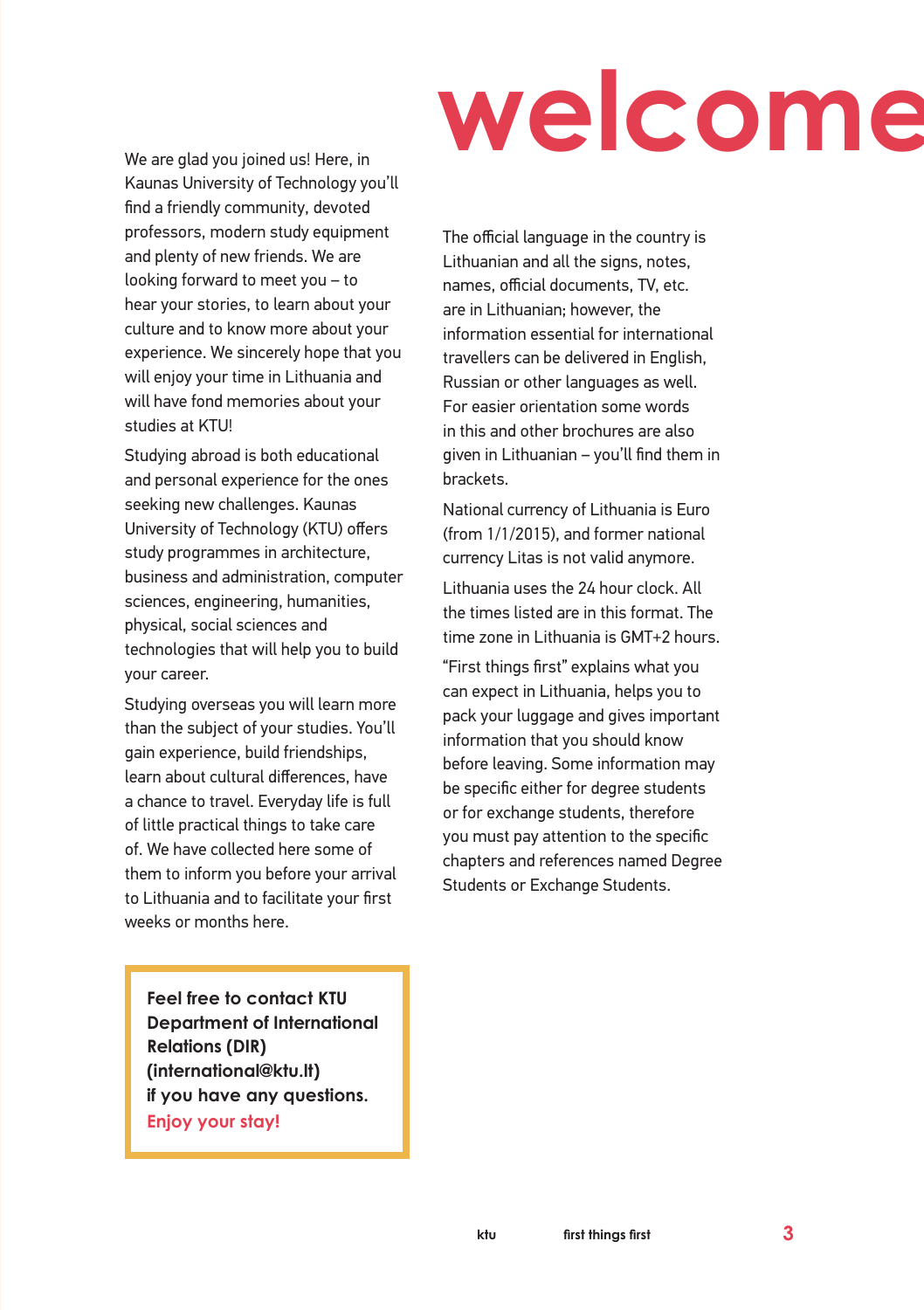# welcome

We are glad you joined us! Here, in Kaunas University of Technology you'll find a friendly community, devoted professors, modern study equipment and plenty of new friends. We are looking forward to meet you – to hear your stories, to learn about your culture and to know more about your experience. We sincerely hope that you will enjoy your time in Lithuania and will have fond memories about your studies at KTU!

Studying abroad is both educational and personal experience for the ones seeking new challenges. Kaunas University of Technology (KTU) offers study programmes in architecture, business and administration, computer sciences, engineering, humanities, physical, social sciences and technologies that will help you to build your career.

Studying overseas you will learn more than the subject of your studies. You'll gain experience, build friendships, learn about cultural differences, have a chance to travel. Everyday life is full of little practical things to take care of. We have collected here some of them to inform you before your arrival to Lithuania and to facilitate your first weeks or months here.

**Feel free to contact KTU Department of International Relations (DIR) (international@ktu.lt) if you have any questions.**
**Enjoy your stay!**

The official language in the country is Lithuanian and all the signs, notes, names, official documents, TV, etc. are in Lithuanian; however, the information essential for international travellers can be delivered in English, Russian or other languages as well. For easier orientation some words in this and other brochures are also given in Lithuanian – you'll find them in brackets.

National currency of Lithuania is Euro (from 1/1/2015), and former national currency Litas is not valid anymore.

Lithuania uses the 24 hour clock. All the times listed are in this format. The time zone in Lithuania is GMT+2 hours.

"First things first" explains what you can expect in Lithuania, helps you to pack your luggage and gives important information that you should know before leaving. Some information may be specific either for degree students or for exchange students, therefore you must pay attention to the specific chapters and references named Degree Students or Exchange Students.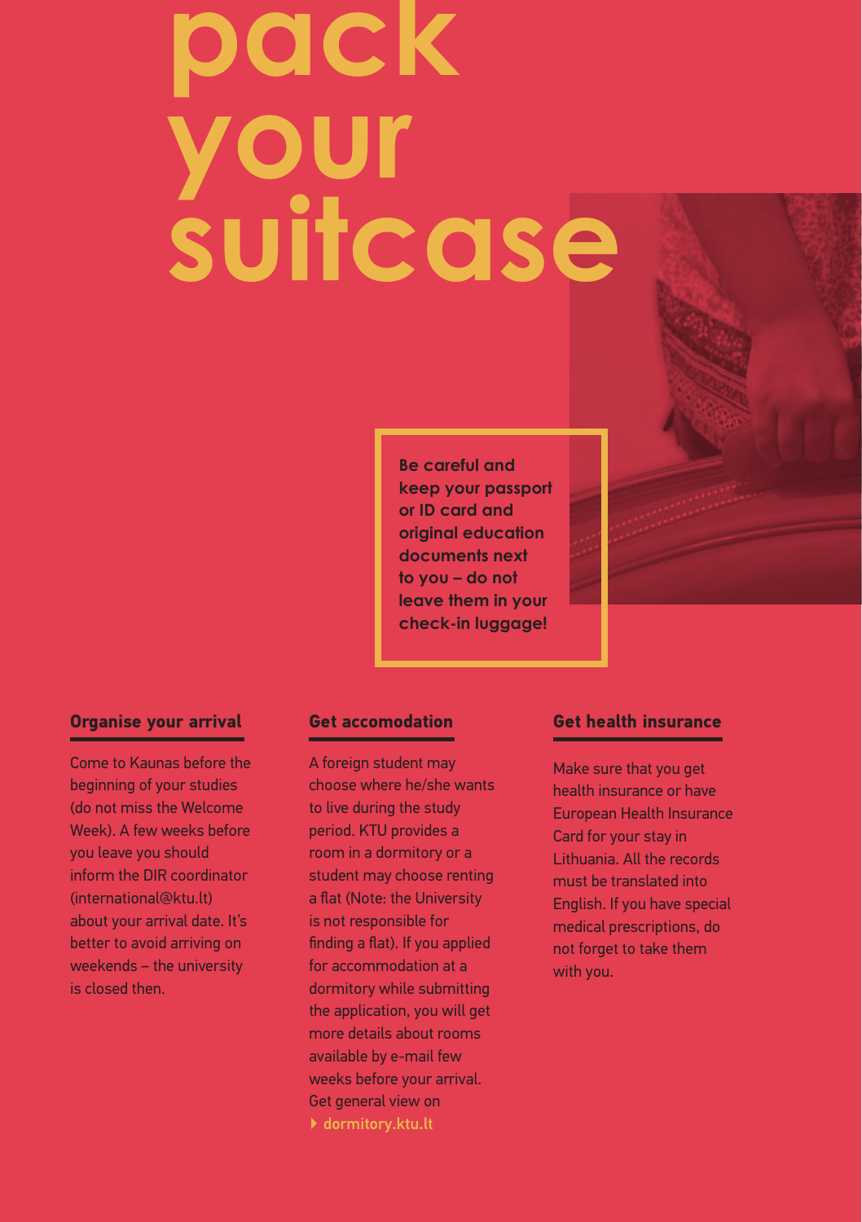# pack your suitcase

**Be careful and keep your passport or ID card and original education documents next to you – do not leave them in your check-in luggage!**

## Organise your arrival

Come to Kaunas before the beginning of your studies (do not miss the Welcome Week). A few weeks before you leave you should inform the DIR coordinator (international@ktu.lt) about your arrival date. It's better to avoid arriving on weekends – the university is closed then.

## Get accomodation

A foreign student may choose where he/she wants to live during the study period. KTU provides a room in a dormitory or a student may choose renting a flat (Note: the University is not responsible for finding a flat). If you applied for accommodation at a dormitory while submitting the application, you will get more details about rooms available by e-mail few weeks before your arrival. Get general view on

▸ dormitory.ktu.lt

## Get health insurance

Make sure that you get health insurance or have European Health Insurance Card for your stay in Lithuania. All the records must be translated into English. If you have special medical prescriptions, do not forget to take them with you.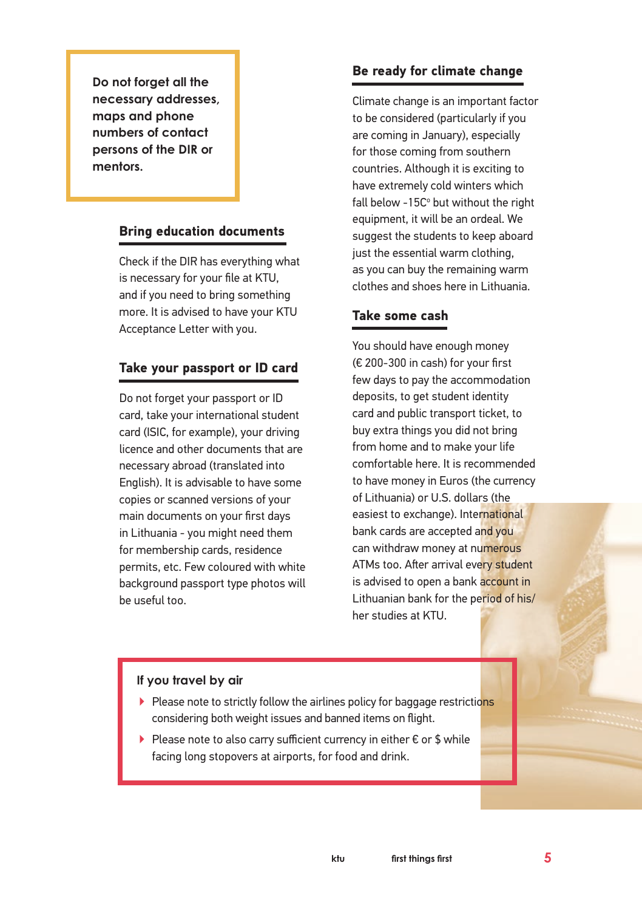**Do not forget all the necessary addresses, maps and phone numbers of contact persons of the DIR or mentors.**

## Bring education documents

Check if the DIR has everything what is necessary for your file at KTU, and if you need to bring something more. It is advised to have your KTU Acceptance Letter with you.

## Take your passport or ID card

Do not forget your passport or ID card, take your international student card (ISIC, for example), your driving licence and other documents that are necessary abroad (translated into English). It is advisable to have some copies or scanned versions of your main documents on your first days in Lithuania - you might need them for membership cards, residence permits, etc. Few coloured with white background passport type photos will be useful too.

## Be ready for climate change

Climate change is an important factor to be considered (particularly if you are coming in January), especially for those coming from southern countries. Although it is exciting to have extremely cold winters which fall below -15C° but without the right equipment, it will be an ordeal. We suggest the students to keep aboard just the essential warm clothing, as you can buy the remaining warm clothes and shoes here in Lithuania.

## Take some cash

You should have enough money (€ 200-300 in cash) for your first few days to pay the accommodation deposits, to get student identity card and public transport ticket, to buy extra things you did not bring from home and to make your life comfortable here. It is recommended to have money in Euros (the currency of Lithuania) or U.S. dollars (the easiest to exchange). International bank cards are accepted and you can withdraw money at numerous ATMs too. After arrival every student is advised to open a bank account in Lithuanian bank for the period of his/her studies at KTU.

### If you travel by air

- Please note to strictly follow the airlines policy for baggage restrictions considering both weight issues and banned items on flight.
- Please note to also carry sufficient currency in either € or $ while facing long stopovers at airports, for food and drink.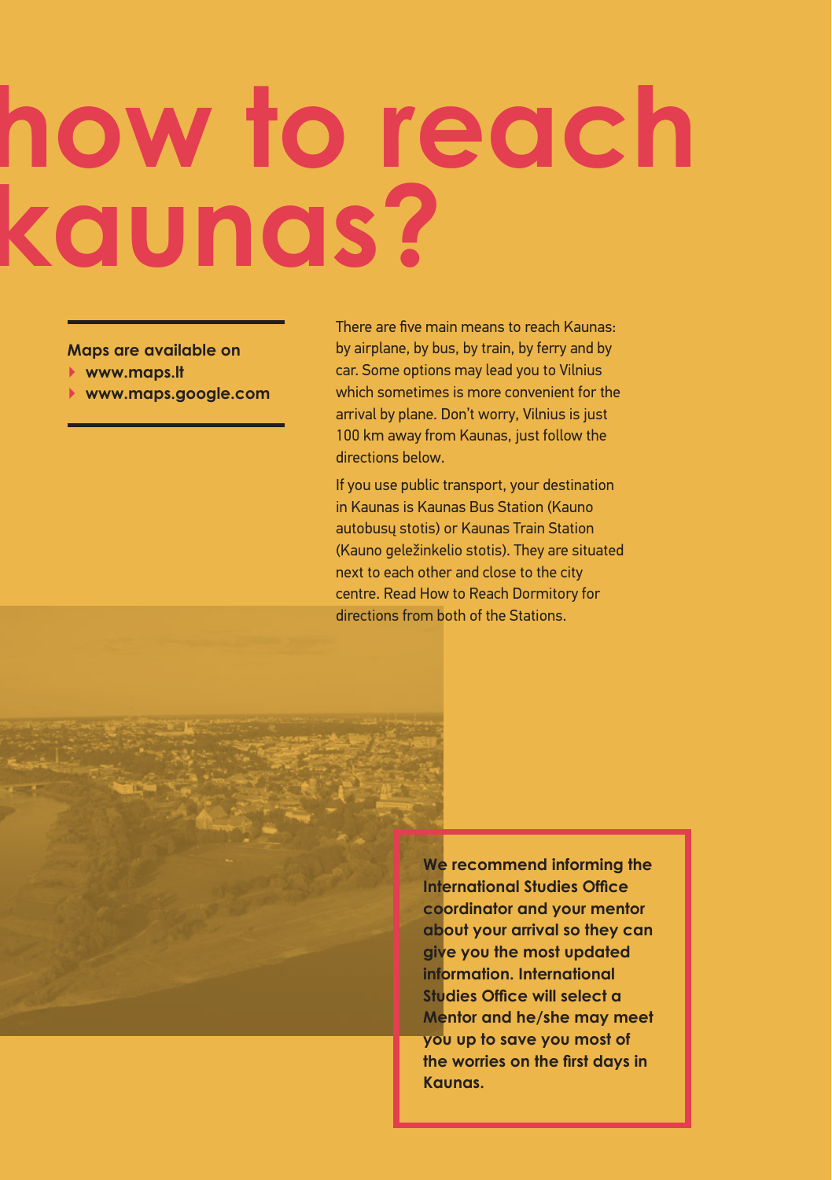# how to reach kaunas?

**Maps are available on**

- **www.maps.lt**
- **www.maps.google.com**

There are five main means to reach Kaunas: by airplane, by bus, by train, by ferry and by car. Some options may lead you to Vilnius which sometimes is more convenient for the arrival by plane. Don't worry, Vilnius is just 100 km away from Kaunas, just follow the directions below.

If you use public transport, your destination in Kaunas is Kaunas Bus Station (Kauno autobusų stotis) or Kaunas Train Station (Kauno geležinkelio stotis). They are situated next to each other and close to the city centre. Read How to Reach Dormitory for directions from both of the Stations.

**We recommend informing the International Studies Office coordinator and your mentor about your arrival so they can give you the most updated information. International Studies Office will select a Mentor and he/she may meet you up to save you most of the worries on the first days in Kaunas.**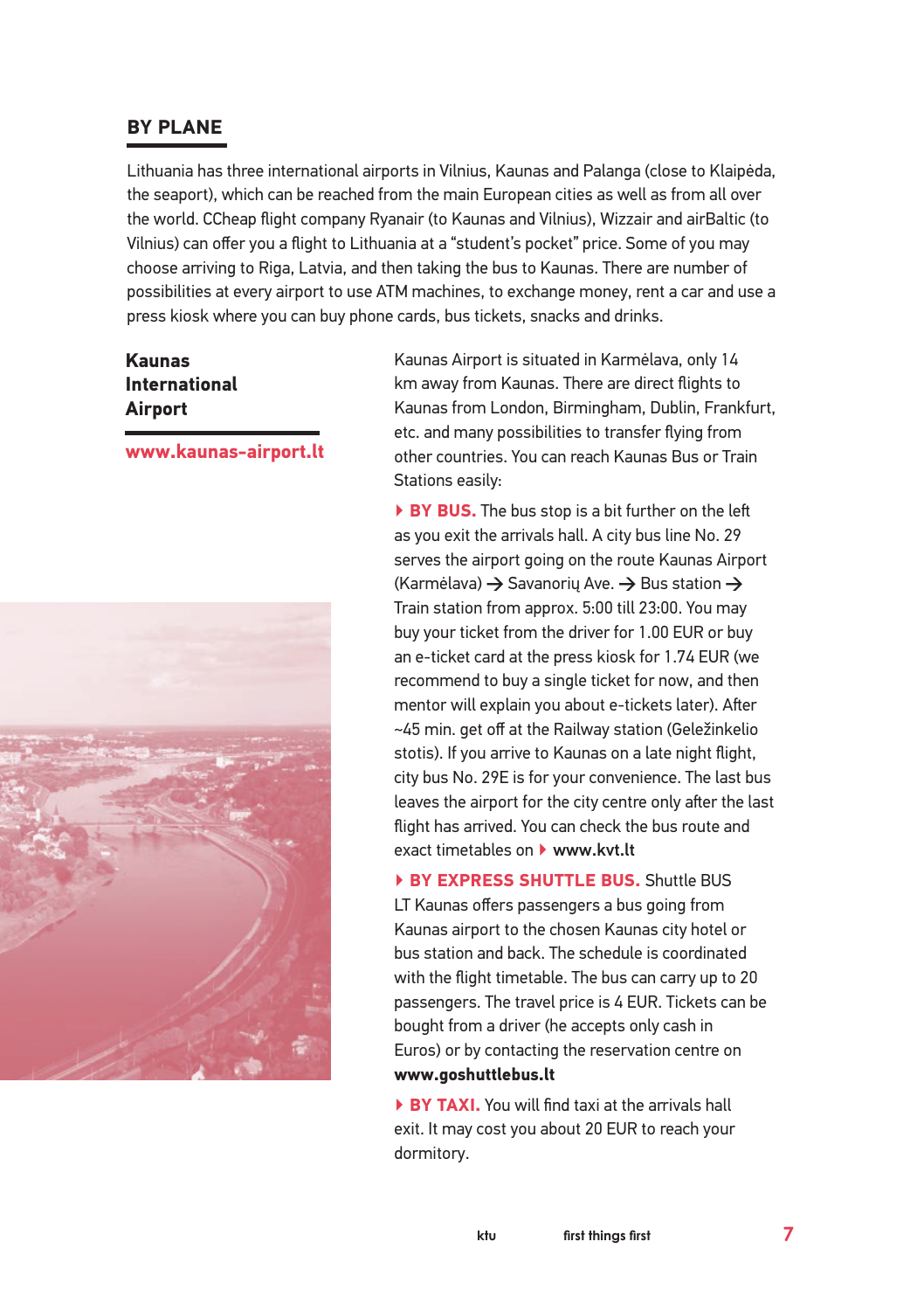## BY PLANE

Lithuania has three international airports in Vilnius, Kaunas and Palanga (close to Klaipėda, the seaport), which can be reached from the main European cities as well as from all over the world. CCheap flight company Ryanair (to Kaunas and Vilnius), Wizzair and airBaltic (to Vilnius) can offer you a flight to Lithuania at a "student's pocket" price. Some of you may choose arriving to Riga, Latvia, and then taking the bus to Kaunas. There are number of possibilities at every airport to use ATM machines, to exchange money, rent a car and use a press kiosk where you can buy phone cards, bus tickets, snacks and drinks.

### Kaunas International Airport

**www.kaunas-airport.lt**

Kaunas Airport is situated in Karmėlava, only 14 km away from Kaunas. There are direct flights to Kaunas from London, Birmingham, Dublin, Frankfurt, etc. and many possibilities to transfer flying from other countries. You can reach Kaunas Bus or Train Stations easily:

**BY BUS.** The bus stop is a bit further on the left as you exit the arrivals hall. A city bus line No. 29 serves the airport going on the route Kaunas Airport (Karmėlava) → Savanorių Ave. → Bus station → Train station from approx. 5:00 till 23:00. You may buy your ticket from the driver for 1.00 EUR or buy an e-ticket card at the press kiosk for 1.74 EUR (we recommend to buy a single ticket for now, and then mentor will explain you about e-tickets later). After ~45 min. get off at the Railway station (Geležinkelio stotis). If you arrive to Kaunas on a late night flight, city bus No. 29E is for your convenience. The last bus leaves the airport for the city centre only after the last flight has arrived. You can check the bus route and exact timetables on **www.kvt.lt**

**BY EXPRESS SHUTTLE BUS.** Shuttle BUS LT Kaunas offers passengers a bus going from Kaunas airport to the chosen Kaunas city hotel or bus station and back. The schedule is coordinated with the flight timetable. The bus can carry up to 20 passengers. The travel price is 4 EUR. Tickets can be bought from a driver (he accepts only cash in Euros) or by contacting the reservation centre on **www.goshuttlebus.lt**

**BY TAXI.** You will find taxi at the arrivals hall exit. It may cost you about 20 EUR to reach your dormitory.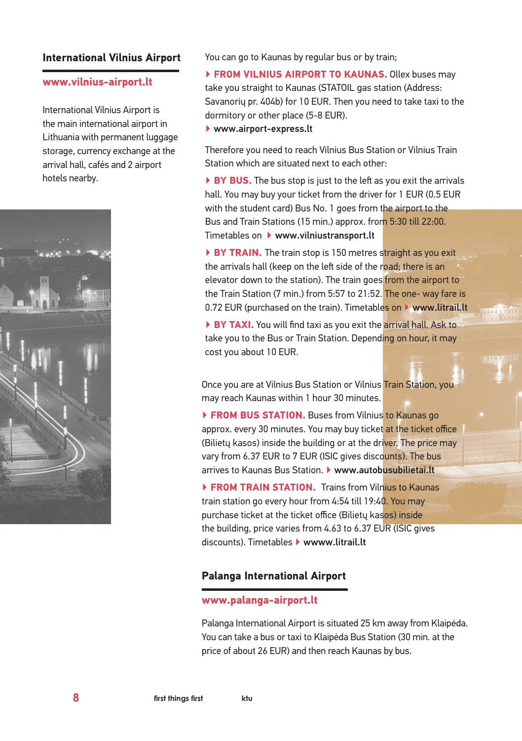## International Vilnius Airport

**www.vilnius-airport.lt**

International Vilnius Airport is the main international airport in Lithuania with permanent luggage storage, currency exchange at the arrival hall, cafés and 2 airport hotels nearby.

You can go to Kaunas by regular bus or by train;

- **FROM VILNIUS AIRPORT TO KAUNAS.** Ollex buses may take you straight to Kaunas (STATOIL gas station (Address: Savanorių pr. 404b) for 10 EUR. Then you need to take taxi to the dormitory or other place (5-8 EUR).
- **www.airport-express.lt**

Therefore you need to reach Vilnius Bus Station or Vilnius Train Station which are situated next to each other:

- **BY BUS.** The bus stop is just to the left as you exit the arrivals hall. You may buy your ticket from the driver for 1 EUR (0.5 EUR with the student card) Bus No. 1 goes from the airport to the Bus and Train Stations (15 min.) approx. from 5:30 till 22:00. Timetables on **www.vilniustransport.lt**
- **BY TRAIN.** The train stop is 150 metres straight as you exit the arrivals hall (keep on the left side of the road; there is an elevator down to the station). The train goes from the airport to the Train Station (7 min.) from 5:57 to 21:52. The one- way fare is 0.72 EUR (purchased on the train). Timetables on **www.litrail.lt**
- **BY TAXI.** You will find taxi as you exit the arrival hall. Ask to take you to the Bus or Train Station. Depending on hour, it may cost you about 10 EUR.

Once you are at Vilnius Bus Station or Vilnius Train Station, you may reach Kaunas within 1 hour 30 minutes.

- **FROM BUS STATION.** Buses from Vilnius to Kaunas go approx. every 30 minutes. You may buy ticket at the ticket office (Bilietų kasos) inside the building or at the driver. The price may vary from 6.37 EUR to 7 EUR (ISIC gives discounts). The bus arrives to Kaunas Bus Station. **www.autobusubilietai.lt**
- **FROM TRAIN STATION.** Trains from Vilnius to Kaunas train station go every hour from 4:54 till 19:40. You may purchase ticket at the ticket office (Bilietų kasos) inside the building, price varies from 4.63 to 6.37 EUR (ISIC gives discounts). Timetables **wwww.litrail.lt**

## Palanga International Airport

**www.palanga-airport.lt**

Palanga International Airport is situated 25 km away from Klaipėda. You can take a bus or taxi to Klaipėda Bus Station (30 min. at the price of about 26 EUR) and then reach Kaunas by bus.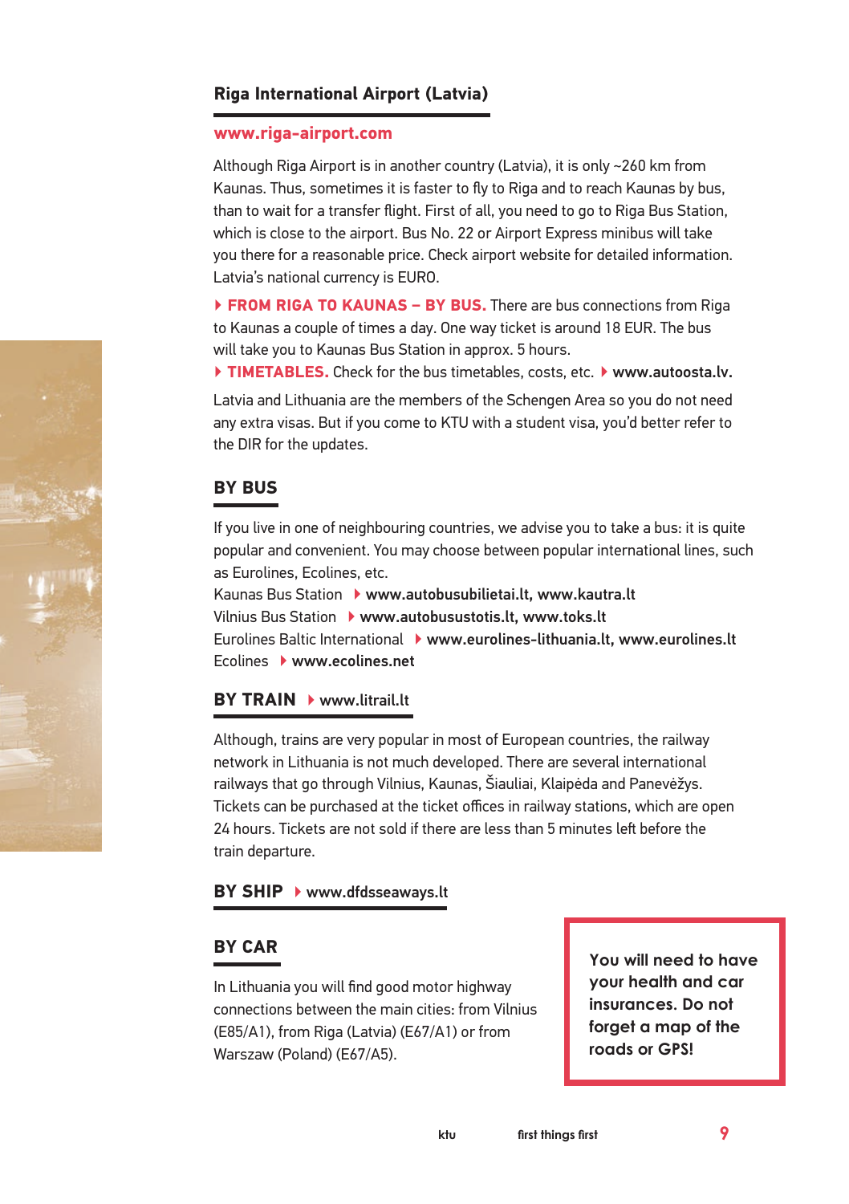## Riga International Airport (Latvia)

**www.riga-airport.com**

Although Riga Airport is in another country (Latvia), it is only ~260 km from Kaunas. Thus, sometimes it is faster to fly to Riga and to reach Kaunas by bus, than to wait for a transfer flight. First of all, you need to go to Riga Bus Station, which is close to the airport. Bus No. 22 or Airport Express minibus will take you there for a reasonable price. Check airport website for detailed information. Latvia's national currency is EURO.

▸ **FROM RIGA TO KAUNAS – BY BUS.** There are bus connections from Riga to Kaunas a couple of times a day. One way ticket is around 18 EUR. The bus will take you to Kaunas Bus Station in approx. 5 hours.

▸ **TIMETABLES.** Check for the bus timetables, costs, etc. ▸ **www.autoosta.lv.**

Latvia and Lithuania are the members of the Schengen Area so you do not need any extra visas. But if you come to KTU with a student visa, you'd better refer to the DIR for the updates.

## BY BUS

If you live in one of neighbouring countries, we advise you to take a bus: it is quite popular and convenient. You may choose between popular international lines, such as Eurolines, Ecolines, etc.

Kaunas Bus Station ▸ **www.autobusubilietai.lt, www.kautra.lt**
Vilnius Bus Station ▸ **www.autobusustotis.lt, www.toks.lt**
Eurolines Baltic International ▸ **www.eurolines-lithuania.lt, www.eurolines.lt**
Ecolines ▸ **www.ecolines.net**

## BY TRAIN ▸ www.litrail.lt

Although, trains are very popular in most of European countries, the railway network in Lithuania is not much developed. There are several international railways that go through Vilnius, Kaunas, Šiauliai, Klaipėda and Panevėžys. Tickets can be purchased at the ticket offices in railway stations, which are open 24 hours. Tickets are not sold if there are less than 5 minutes left before the train departure.

## BY SHIP ▸ www.dfdsseaways.lt

## BY CAR

In Lithuania you will find good motor highway connections between the main cities: from Vilnius (E85/A1), from Riga (Latvia) (E67/A1) or from Warszaw (Poland) (E67/A5).

**You will need to have your health and car insurances. Do not forget a map of the roads or GPS!**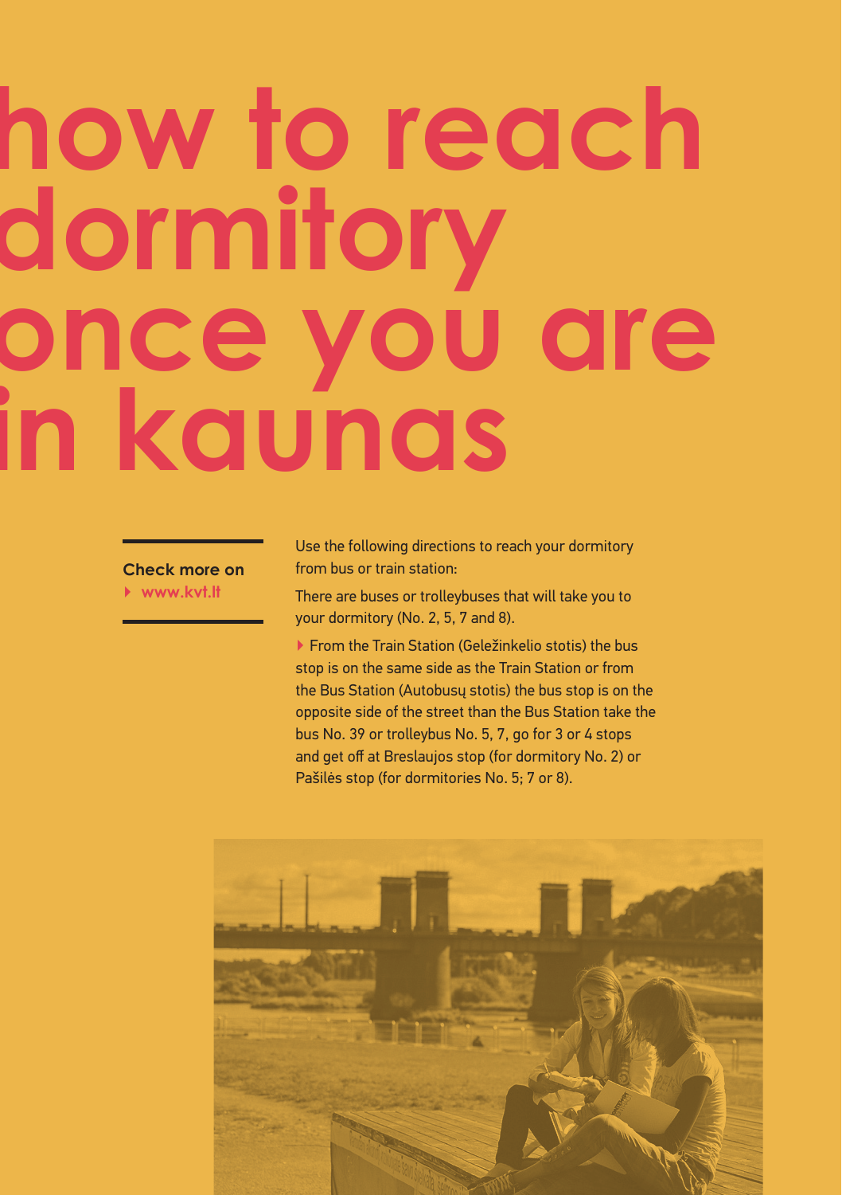# how to reach dormitory once you are in kaunas

**Check more on**

- www.kvt.lt

Use the following directions to reach your dormitory from bus or train station:

There are buses or trolleybuses that will take you to your dormitory (No. 2, 5, 7 and 8).

- From the Train Station (Geležinkelio stotis) the bus stop is on the same side as the Train Station or from the Bus Station (Autobusų stotis) the bus stop is on the opposite side of the street than the Bus Station take the bus No. 39 or trolleybus No. 5, 7, go for 3 or 4 stops and get off at Breslaujos stop (for dormitory No. 2) or Pašilės stop (for dormitories No. 5; 7 or 8).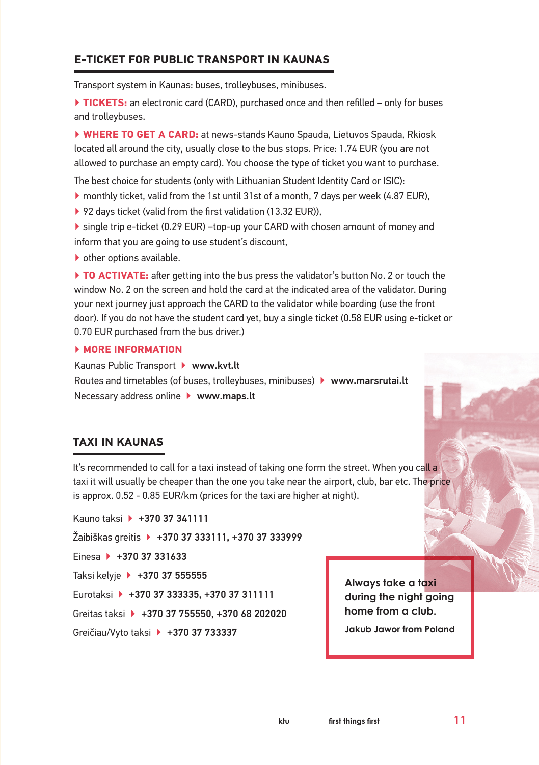## E-TICKET FOR PUBLIC TRANSPORT IN KAUNAS

Transport system in Kaunas: buses, trolleybuses, minibuses.

**TICKETS:** an electronic card (CARD), purchased once and then refilled – only for buses and trolleybuses.

**WHERE TO GET A CARD:** at news-stands Kauno Spauda, Lietuvos Spauda, Rkiosk located all around the city, usually close to the bus stops. Price: 1.74 EUR (you are not allowed to purchase an empty card). You choose the type of ticket you want to purchase.

The best choice for students (only with Lithuanian Student Identity Card or ISIC):

- monthly ticket, valid from the 1st until 31st of a month, 7 days per week (4.87 EUR),
- 92 days ticket (valid from the first validation (13.32 EUR)),
- single trip e-ticket (0.29 EUR) –top-up your CARD with chosen amount of money and inform that you are going to use student's discount,
- other options available.

**TO ACTIVATE:** after getting into the bus press the validator's button No. 2 or touch the window No. 2 on the screen and hold the card at the indicated area of the validator. During your next journey just approach the CARD to the validator while boarding (use the front door). If you do not have the student card yet, buy a single ticket (0.58 EUR using e-ticket or 0.70 EUR purchased from the bus driver.)

**MORE INFORMATION**

Kaunas Public Transport ▸ **www.kvt.lt**

Routes and timetables (of buses, trolleybuses, minibuses) ▸ **www.marsrutai.lt**

Necessary address online ▸ **www.maps.lt**

## TAXI IN KAUNAS

It's recommended to call for a taxi instead of taking one form the street. When you call a taxi it will usually be cheaper than the one you take near the airport, club, bar etc. The price is approx. 0.52 - 0.85 EUR/km (prices for the taxi are higher at night).

Kauno taksi ▸ **+370 37 341111**

Žaibiškas greitis ▸ **+370 37 333111, +370 37 333999**

Einesa ▸ **+370 37 331633**

Taksi kelyje ▸ **+370 37 555555**

Eurotaksi ▸ **+370 37 333335, +370 37 311111**

Greitas taksi ▸ **+370 37 755550, +370 68 202020**

Greičiau/Vyto taksi ▸ **+370 37 733337**

> **Always take a taxi during the night going home from a club.**
>
> **Jakub Jawor from Poland**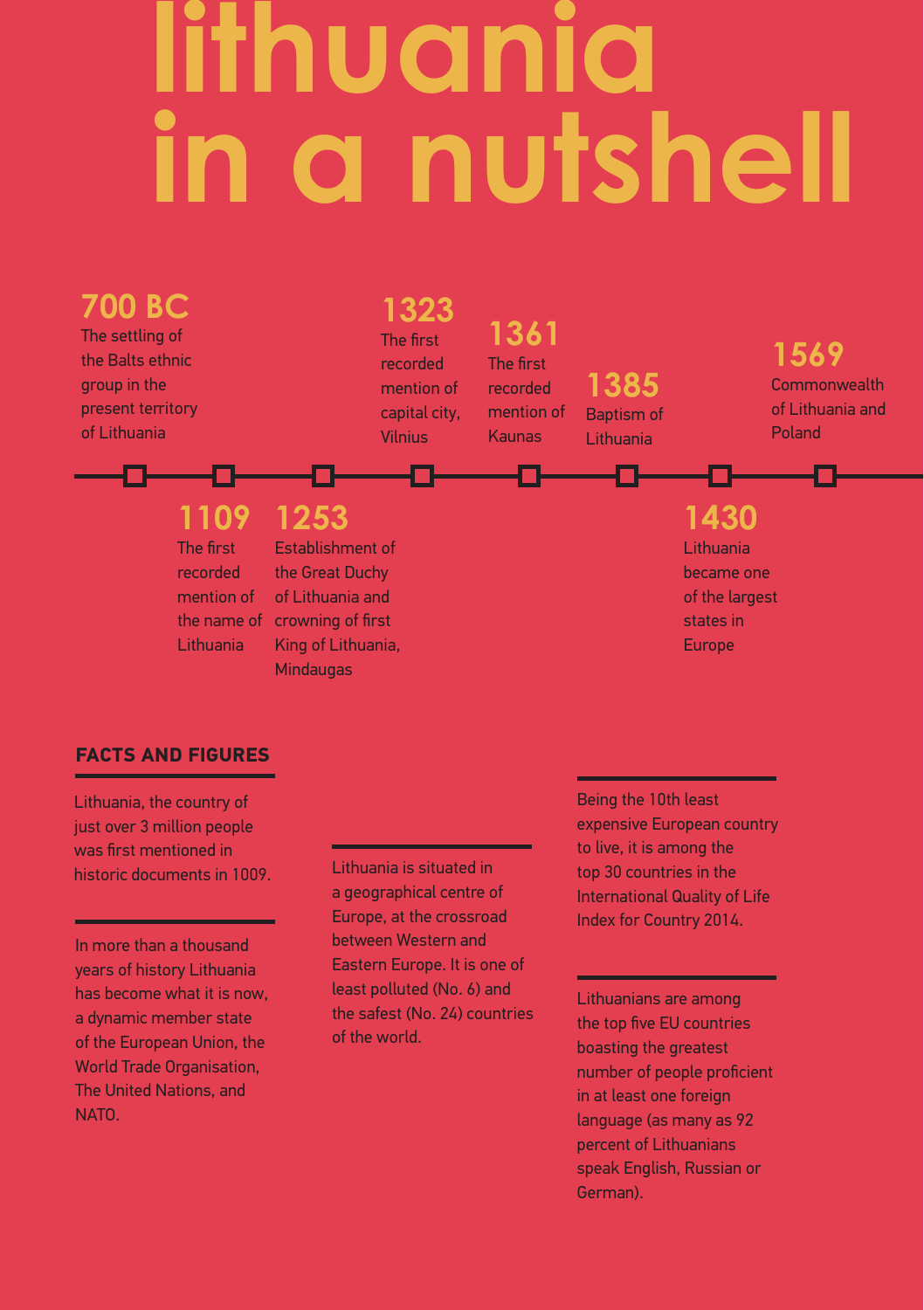# lithuania in a nutshell

**700 BC**
The settling of the Balts ethnic group in the present territory of Lithuania

**1109**
The first recorded mention of the name of Lithuania

**1253**
Establishment of the Great Duchy of Lithuania and crowning of first King of Lithuania, Mindaugas

**1323**
The first recorded mention of capital city, Vilnius

**1361**
The first recorded mention of Kaunas

**1385**
Baptism of Lithuania

**1430**
Lithuania became one of the largest states in Europe

**1569**
Commonwealth of Lithuania and Poland

## FACTS AND FIGURES

Lithuania, the country of just over 3 million people was first mentioned in historic documents in 1009.

In more than a thousand years of history Lithuania has become what it is now, a dynamic member state of the European Union, the World Trade Organisation, The United Nations, and NATO.

Lithuania is situated in a geographical centre of Europe, at the crossroad between Western and Eastern Europe. It is one of least polluted (No. 6) and the safest (No. 24) countries of the world.

Being the 10th least expensive European country to live, it is among the top 30 countries in the International Quality of Life Index for Country 2014.

Lithuanians are among the top five EU countries boasting the greatest number of people proficient in at least one foreign language (as many as 92 percent of Lithuanians speak English, Russian or German).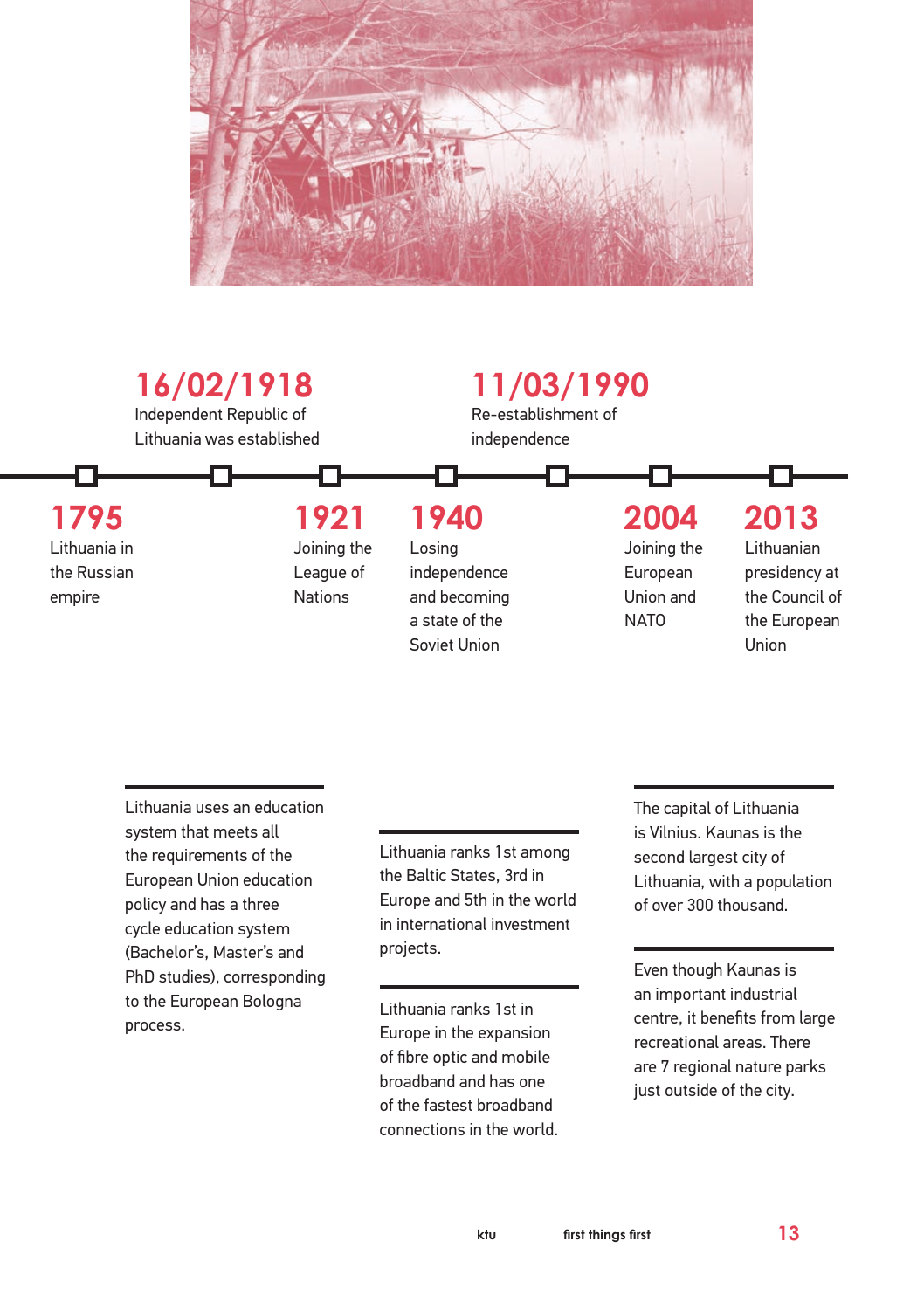**1795**
Lithuania in the Russian empire

**16/02/1918**
Independent Republic of Lithuania was established

**1921**
Joining the League of Nations

**1940**
Losing independence and becoming a state of the Soviet Union

**11/03/1990**
Re-establishment of independence

**2004**
Joining the European Union and NATO

**2013**
Lithuanian presidency at the Council of the European Union

---

Lithuania uses an education system that meets all the requirements of the European Union education policy and has a three cycle education system (Bachelor's, Master's and PhD studies), corresponding to the European Bologna process.

---

Lithuania ranks 1st among the Baltic States, 3rd in Europe and 5th in the world in international investment projects.

---

Lithuania ranks 1st in Europe in the expansion of fibre optic and mobile broadband and has one of the fastest broadband connections in the world.

---

The capital of Lithuania is Vilnius. Kaunas is the second largest city of Lithuania, with a population of over 300 thousand.

---

Even though Kaunas is an important industrial centre, it benefits from large recreational areas. There are 7 regional nature parks just outside of the city.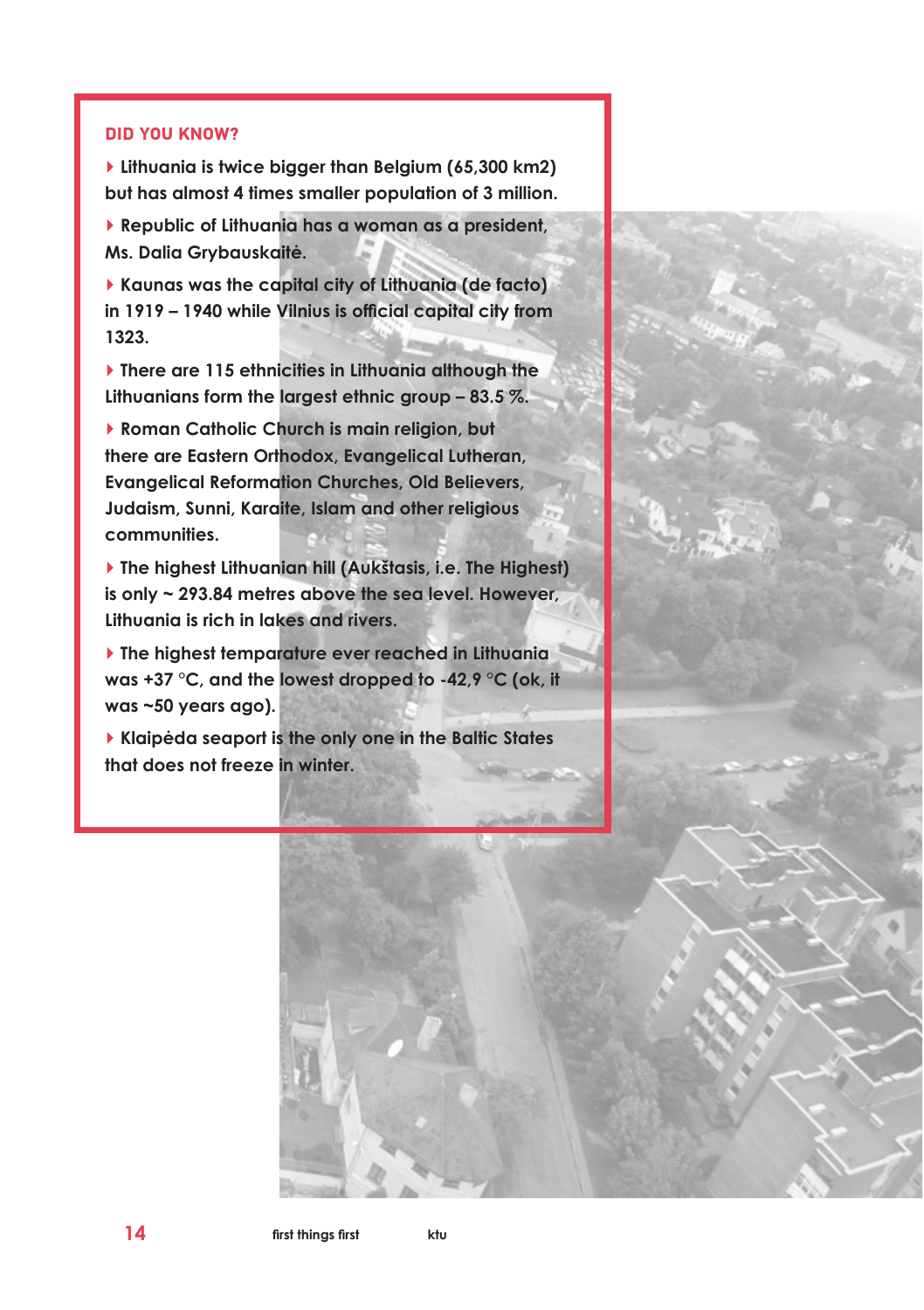## DID YOU KNOW?

- Lithuania is twice bigger than Belgium (65,300 km2) but has almost 4 times smaller population of 3 million.
- Republic of Lithuania has a woman as a president, Ms. Dalia Grybauskaitė.
- Kaunas was the capital city of Lithuania (de facto) in 1919 – 1940 while Vilnius is official capital city from 1323.
- There are 115 ethnicities in Lithuania although the Lithuanians form the largest ethnic group – 83.5 %.
- Roman Catholic Church is main religion, but there are Eastern Orthodox, Evangelical Lutheran, Evangelical Reformation Churches, Old Believers, Judaism, Sunni, Karaite, Islam and other religious communities.
- The highest Lithuanian hill (Aukštasis, i.e. The Highest) is only ~ 293.84 metres above the sea level. However, Lithuania is rich in lakes and rivers.
- The highest temparature ever reached in Lithuania was +37 °C, and the lowest dropped to -42,9 °C (ok, it was ~50 years ago).
- Klaipėda seaport is the only one in the Baltic States that does not freeze in winter.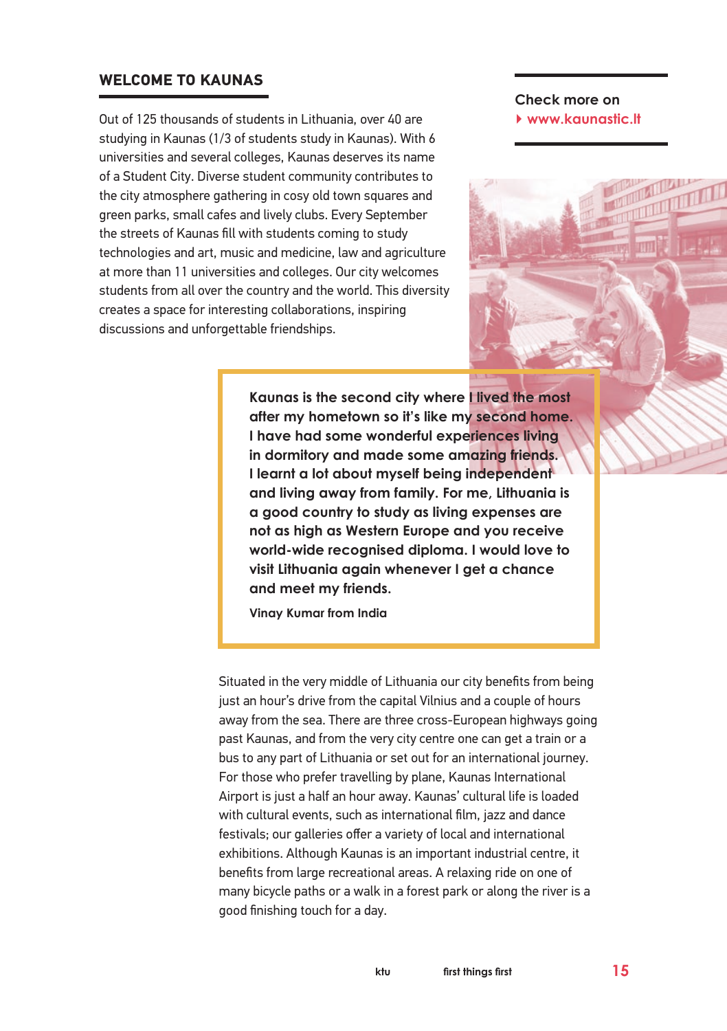## WELCOME TO KAUNAS

Out of 125 thousands of students in Lithuania, over 40 are studying in Kaunas (1/3 of students study in Kaunas). With 6 universities and several colleges, Kaunas deserves its name of a Student City. Diverse student community contributes to the city atmosphere gathering in cosy old town squares and green parks, small cafes and lively clubs. Every September the streets of Kaunas fill with students coming to study technologies and art, music and medicine, law and agriculture at more than 11 universities and colleges. Our city welcomes students from all over the country and the world. This diversity creates a space for interesting collaborations, inspiring discussions and unforgettable friendships.

**Check more on**
**www.kaunastic.lt**

**Kaunas is the second city where I lived the most after my hometown so it's like my second home. I have had some wonderful experiences living in dormitory and made some amazing friends. I learnt a lot about myself being independent and living away from family. For me, Lithuania is a good country to study as living expenses are not as high as Western Europe and you receive world-wide recognised diploma. I would love to visit Lithuania again whenever I get a chance and meet my friends.**

**Vinay Kumar from India**

Situated in the very middle of Lithuania our city benefits from being just an hour's drive from the capital Vilnius and a couple of hours away from the sea. There are three cross-European highways going past Kaunas, and from the very city centre one can get a train or a bus to any part of Lithuania or set out for an international journey. For those who prefer travelling by plane, Kaunas International Airport is just a half an hour away. Kaunas' cultural life is loaded with cultural events, such as international film, jazz and dance festivals; our galleries offer a variety of local and international exhibitions. Although Kaunas is an important industrial centre, it benefits from large recreational areas. A relaxing ride on one of many bicycle paths or a walk in a forest park or along the river is a good finishing touch for a day.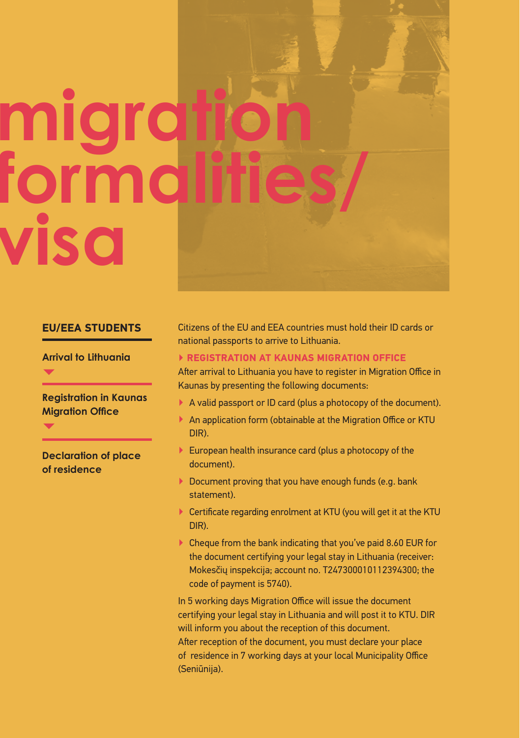# migration formalities/ visa

## EU/EEA STUDENTS

**Arrival to Lithuania**

**Registration in Kaunas Migration Office**

**Declaration of place of residence**

Citizens of the EU and EEA countries must hold their ID cards or national passports to arrive to Lithuania.

### REGISTRATION AT KAUNAS MIGRATION OFFICE

After arrival to Lithuania you have to register in Migration Office in Kaunas by presenting the following documents:

- A valid passport or ID card (plus a photocopy of the document).
- An application form (obtainable at the Migration Office or KTU DIR).
- European health insurance card (plus a photocopy of the document).
- Document proving that you have enough funds (e.g. bank statement).
- Certificate regarding enrolment at KTU (you will get it at the KTU DIR).
- Cheque from the bank indicating that you've paid 8.60 EUR for the document certifying your legal stay in Lithuania (receiver: Mokesčių inspekcija; account no. T247300010112394300; the code of payment is 5740).

In 5 working days Migration Office will issue the document certifying your legal stay in Lithuania and will post it to KTU. DIR will inform you about the reception of this document.
After reception of the document, you must declare your place of residence in 7 working days at your local Municipality Office (Seniūnija).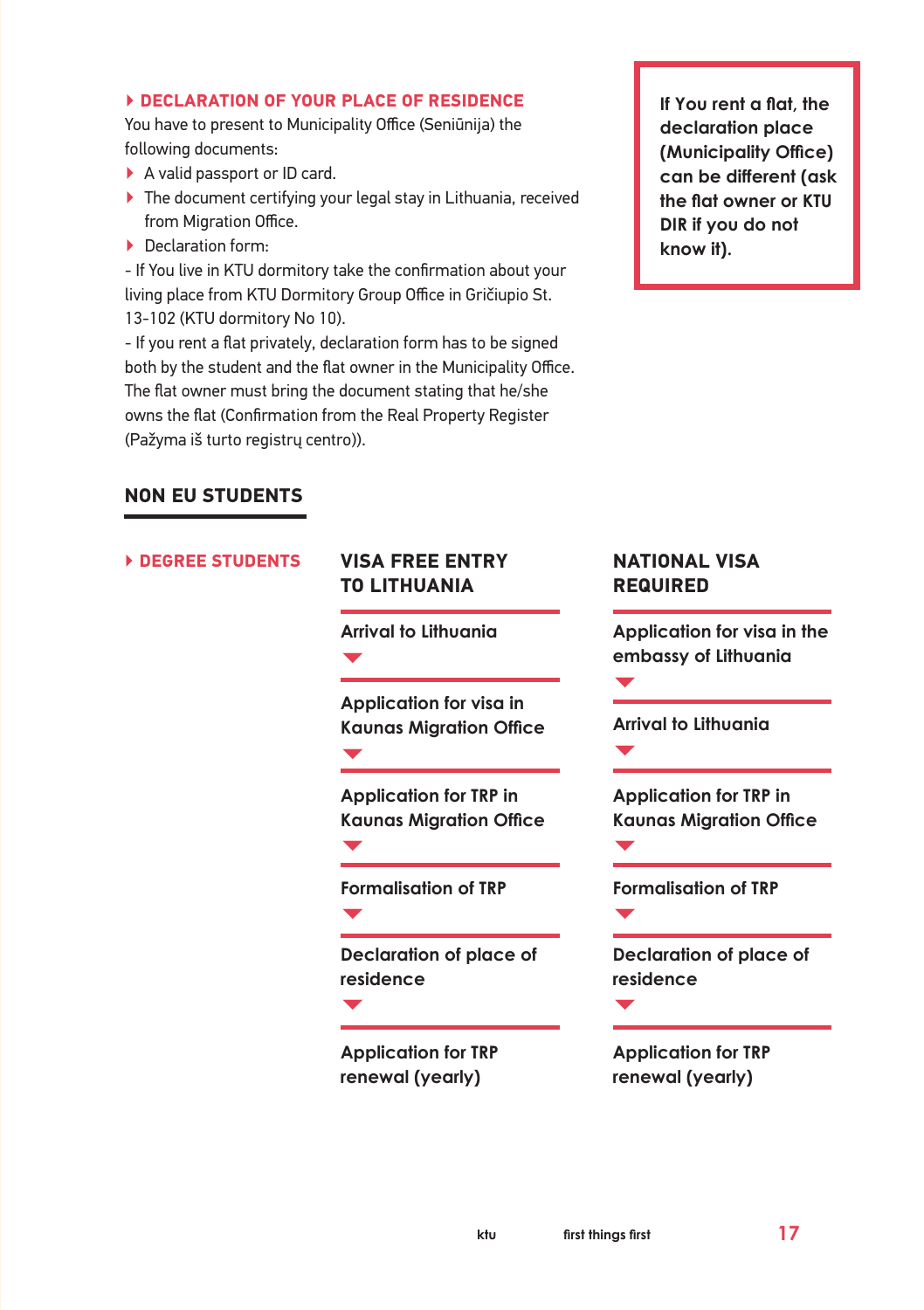### DECLARATION OF YOUR PLACE OF RESIDENCE

You have to present to Municipality Office (Seniūnija) the following documents:

- A valid passport or ID card.
- The document certifying your legal stay in Lithuania, received from Migration Office.
- Declaration form:

- If You live in KTU dormitory take the confirmation about your living place from KTU Dormitory Group Office in Gričiupio St. 13-102 (KTU dormitory No 10).

- If you rent a flat privately, declaration form has to be signed both by the student and the flat owner in the Municipality Office. The flat owner must bring the document stating that he/she owns the flat (Confirmation from the Real Property Register (Pažyma iš turto registrų centro)).

**If You rent a flat, the declaration place (Municipality Office) can be different (ask the flat owner or KTU DIR if you do not know it).**

## NON EU STUDENTS

### DEGREE STUDENTS

| VISA FREE ENTRY TO LITHUANIA | NATIONAL VISA REQUIRED |
|---|---|
| Arrival to Lithuania | Application for visa in the embassy of Lithuania |
| Application for visa in Kaunas Migration Office | Arrival to Lithuania |
| Application for TRP in Kaunas Migration Office | Application for TRP in Kaunas Migration Office |
| Formalisation of TRP | Formalisation of TRP |
| Declaration of place of residence | Declaration of place of residence |
| Application for TRP renewal (yearly) | Application for TRP renewal (yearly) |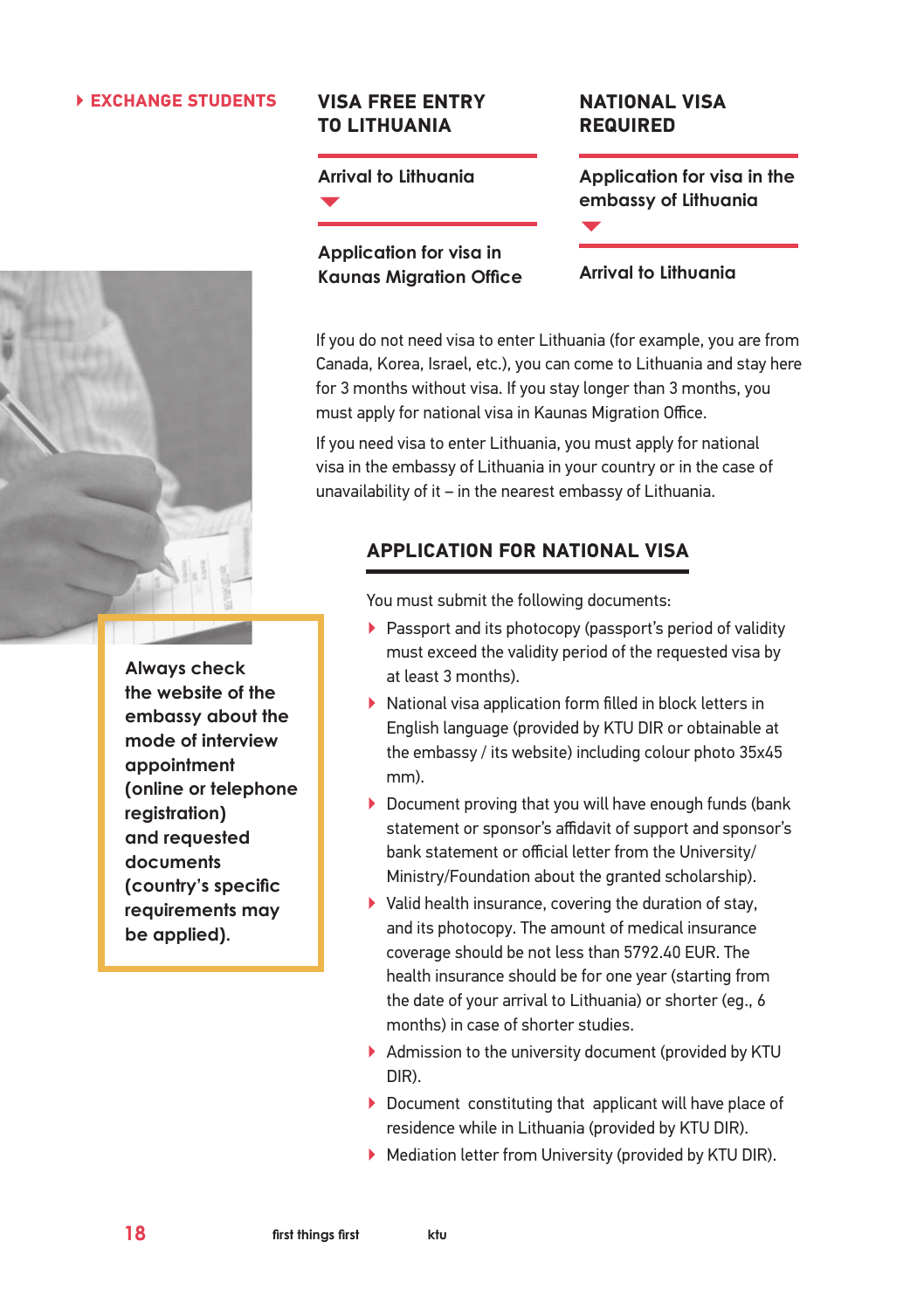▸ **EXCHANGE STUDENTS**

## VISA FREE ENTRY TO LITHUANIA

**Arrival to Lithuania**

▼

**Application for visa in Kaunas Migration Office**

## NATIONAL VISA REQUIRED

**Application for visa in the embassy of Lithuania**

▼

**Arrival to Lithuania**

If you do not need visa to enter Lithuania (for example, you are from Canada, Korea, Israel, etc.), you can come to Lithuania and stay here for 3 months without visa. If you stay longer than 3 months, you must apply for national visa in Kaunas Migration Office.

If you need visa to enter Lithuania, you must apply for national visa in the embassy of Lithuania in your country or in the case of unavailability of it – in the nearest embassy of Lithuania.

**Always check the website of the embassy about the mode of interview appointment (online or telephone registration) and requested documents (country's specific requirements may be applied).**

## APPLICATION FOR NATIONAL VISA

You must submit the following documents:

- Passport and its photocopy (passport's period of validity must exceed the validity period of the requested visa by at least 3 months).
- National visa application form filled in block letters in English language (provided by KTU DIR or obtainable at the embassy / its website) including colour photo 35x45 mm).
- Document proving that you will have enough funds (bank statement or sponsor's affidavit of support and sponsor's bank statement or official letter from the University/ Ministry/Foundation about the granted scholarship).
- Valid health insurance, covering the duration of stay, and its photocopy. The amount of medical insurance coverage should be not less than 5792.40 EUR. The health insurance should be for one year (starting from the date of your arrival to Lithuania) or shorter (eg., 6 months) in case of shorter studies.
- Admission to the university document (provided by KTU DIR).
- Document constituting that applicant will have place of residence while in Lithuania (provided by KTU DIR).
- Mediation letter from University (provided by KTU DIR).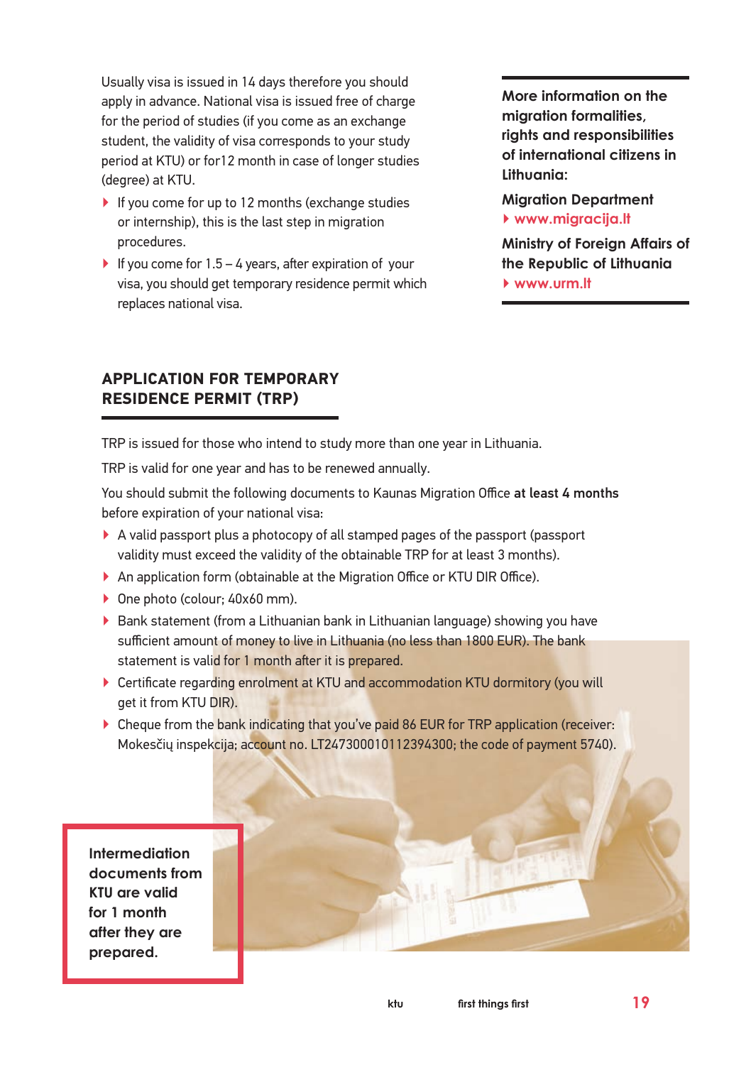Usually visa is issued in 14 days therefore you should apply in advance. National visa is issued free of charge for the period of studies (if you come as an exchange student, the validity of visa corresponds to your study period at KTU) or for12 month in case of longer studies (degree) at KTU.

- If you come for up to 12 months (exchange studies or internship), this is the last step in migration procedures.
- If you come for 1.5 – 4 years, after expiration of your visa, you should get temporary residence permit which replaces national visa.

**More information on the migration formalities, rights and responsibilities of international citizens in Lithuania:**

**Migration Department**
- **www.migracija.lt**

**Ministry of Foreign Affairs of the Republic of Lithuania**
- **www.urm.lt**

## APPLICATION FOR TEMPORARY RESIDENCE PERMIT (TRP)

TRP is issued for those who intend to study more than one year in Lithuania.

TRP is valid for one year and has to be renewed annually.

You should submit the following documents to Kaunas Migration Office **at least 4 months** before expiration of your national visa:

- A valid passport plus a photocopy of all stamped pages of the passport (passport validity must exceed the validity of the obtainable TRP for at least 3 months).
- An application form (obtainable at the Migration Office or KTU DIR Office).
- One photo (colour; 40x60 mm).
- Bank statement (from a Lithuanian bank in Lithuanian language) showing you have sufficient amount of money to live in Lithuania (no less than 1800 EUR). The bank statement is valid for 1 month after it is prepared.
- Certificate regarding enrolment at KTU and accommodation KTU dormitory (you will get it from KTU DIR).
- Cheque from the bank indicating that you've paid 86 EUR for TRP application (receiver: Mokesčių inspekcija; account no. LT247300010112394300; the code of payment 5740).

**Intermediation documents from KTU are valid for 1 month after they are prepared.**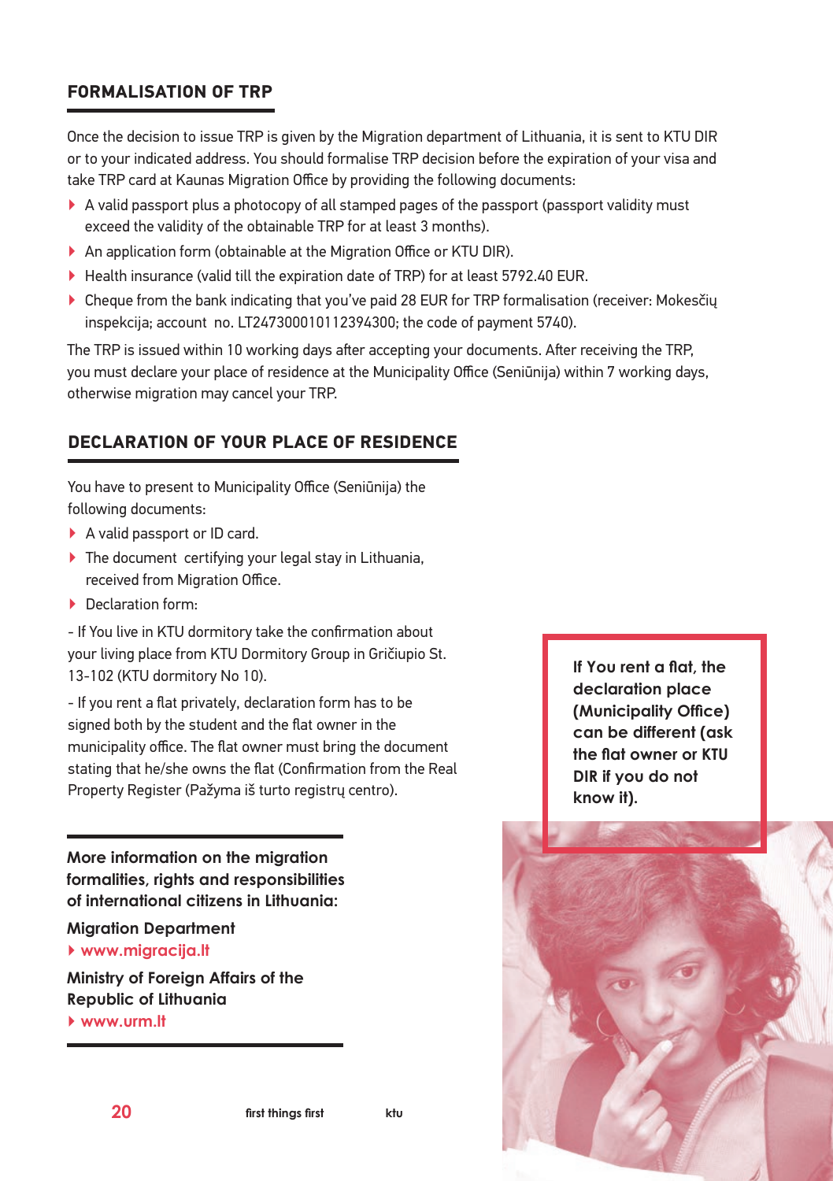## FORMALISATION OF TRP

Once the decision to issue TRP is given by the Migration department of Lithuania, it is sent to KTU DIR or to your indicated address. You should formalise TRP decision before the expiration of your visa and take TRP card at Kaunas Migration Office by providing the following documents:

- A valid passport plus a photocopy of all stamped pages of the passport (passport validity must exceed the validity of the obtainable TRP for at least 3 months).
- An application form (obtainable at the Migration Office or KTU DIR).
- Health insurance (valid till the expiration date of TRP) for at least 5792.40 EUR.
- Cheque from the bank indicating that you've paid 28 EUR for TRP formalisation (receiver: Mokesčių inspekcija; account no. LT247300010112394300; the code of payment 5740).

The TRP is issued within 10 working days after accepting your documents. After receiving the TRP, you must declare your place of residence at the Municipality Office (Seniūnija) within 7 working days, otherwise migration may cancel your TRP.

## DECLARATION OF YOUR PLACE OF RESIDENCE

You have to present to Municipality Office (Seniūnija) the following documents:

- A valid passport or ID card.
- The document certifying your legal stay in Lithuania, received from Migration Office.
- Declaration form:

- If You live in KTU dormitory take the confirmation about your living place from KTU Dormitory Group in Gričiupio St. 13-102 (KTU dormitory No 10).

- If you rent a flat privately, declaration form has to be signed both by the student and the flat owner in the municipality office. The flat owner must bring the document stating that he/she owns the flat (Confirmation from the Real Property Register (Pažyma iš turto registrų centro).

**If You rent a flat, the declaration place (Municipality Office) can be different (ask the flat owner or KTU DIR if you do not know it).**

**More information on the migration formalities, rights and responsibilities of international citizens in Lithuania:**

**Migration Department**
- www.migracija.lt

**Ministry of Foreign Affairs of the Republic of Lithuania**
- www.urm.lt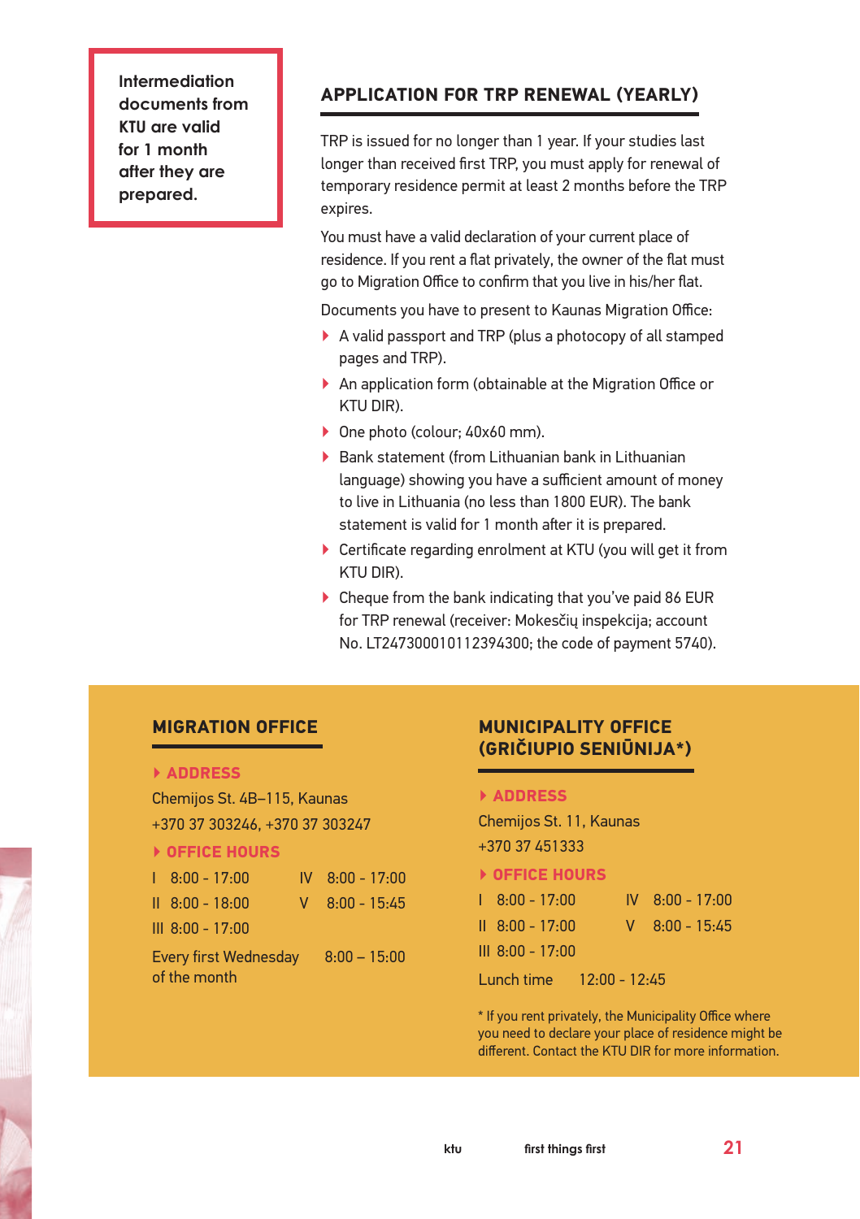> Intermediation documents from KTU are valid for 1 month after they are prepared.

## APPLICATION FOR TRP RENEWAL (YEARLY)

TRP is issued for no longer than 1 year. If your studies last longer than received first TRP, you must apply for renewal of temporary residence permit at least 2 months before the TRP expires.

You must have a valid declaration of your current place of residence. If you rent a flat privately, the owner of the flat must go to Migration Office to confirm that you live in his/her flat.

Documents you have to present to Kaunas Migration Office:

- A valid passport and TRP (plus a photocopy of all stamped pages and TRP).
- An application form (obtainable at the Migration Office or KTU DIR).
- One photo (colour; 40x60 mm).
- Bank statement (from Lithuanian bank in Lithuanian language) showing you have a sufficient amount of money to live in Lithuania (no less than 1800 EUR). The bank statement is valid for 1 month after it is prepared.
- Certificate regarding enrolment at KTU (you will get it from KTU DIR).
- Cheque from the bank indicating that you've paid 86 EUR for TRP renewal (receiver: Mokesčių inspekcija; account No. LT247300010112394300; the code of payment 5740).

## MIGRATION OFFICE

**ADDRESS**

Chemijos St. 4B–115, Kaunas

+370 37 303246, +370 37 303247

**OFFICE HOURS**

| | | | |
|---|---|---|---|
| I | 8:00 - 17:00 | IV | 8:00 - 17:00 |
| II | 8:00 - 18:00 | V | 8:00 - 15:45 |
| III | 8:00 - 17:00 | | |

Every first Wednesday of the month 8:00 – 15:00

## MUNICIPALITY OFFICE (GRIČIUPIO SENIŪNIJA*)

**ADDRESS**

Chemijos St. 11, Kaunas

+370 37 451333

**OFFICE HOURS**

| | | | |
|---|---|---|---|
| I | 8:00 - 17:00 | IV | 8:00 - 17:00 |
| II | 8:00 - 17:00 | V | 8:00 - 15:45 |
| III | 8:00 - 17:00 | | |

Lunch time 12:00 - 12:45

* If you rent privately, the Municipality Office where you need to declare your place of residence might be different. Contact the KTU DIR for more information.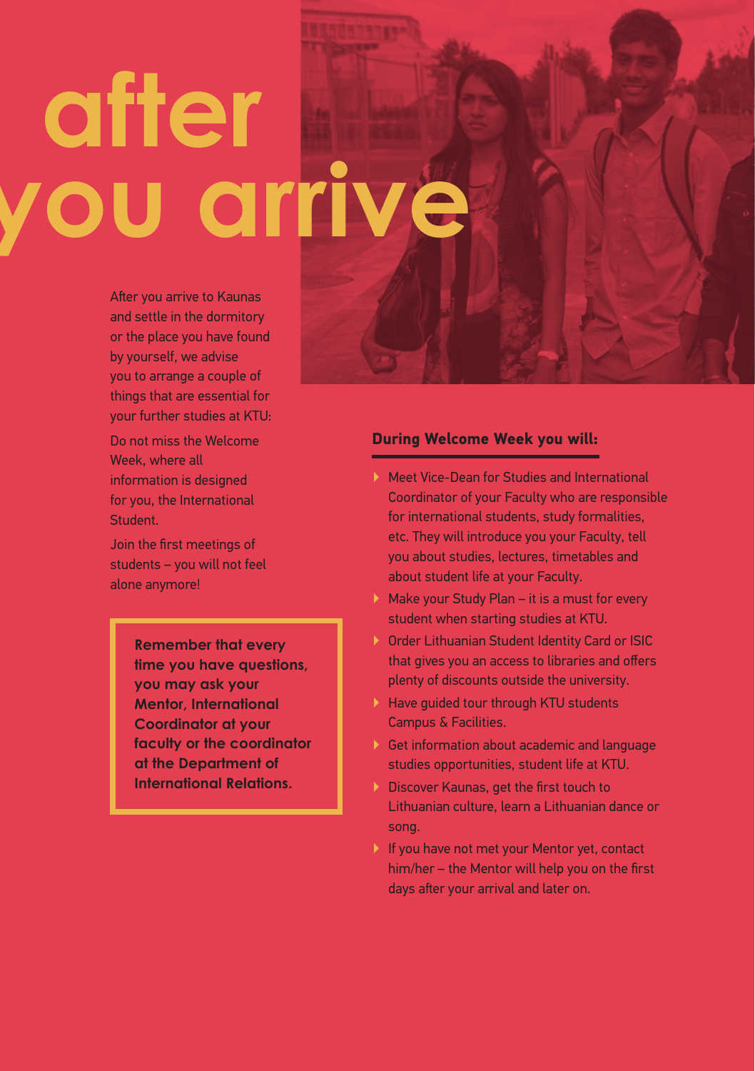# after you arrive

After you arrive to Kaunas and settle in the dormitory or the place you have found by yourself, we advise you to arrange a couple of things that are essential for your further studies at KTU:

Do not miss the Welcome Week, where all information is designed for you, the International Student.

Join the first meetings of students – you will not feel alone anymore!

**Remember that every time you have questions, you may ask your Mentor, International Coordinator at your faculty or the coordinator at the Department of International Relations.**

## During Welcome Week you will:

- Meet Vice-Dean for Studies and International Coordinator of your Faculty who are responsible for international students, study formalities, etc. They will introduce you your Faculty, tell you about studies, lectures, timetables and about student life at your Faculty.
- Make your Study Plan – it is a must for every student when starting studies at KTU.
- Order Lithuanian Student Identity Card or ISIC that gives you an access to libraries and offers plenty of discounts outside the university.
- Have guided tour through KTU students Campus & Facilities.
- Get information about academic and language studies opportunities, student life at KTU.
- Discover Kaunas, get the first touch to Lithuanian culture, learn a Lithuanian dance or song.
- If you have not met your Mentor yet, contact him/her – the Mentor will help you on the first days after your arrival and later on.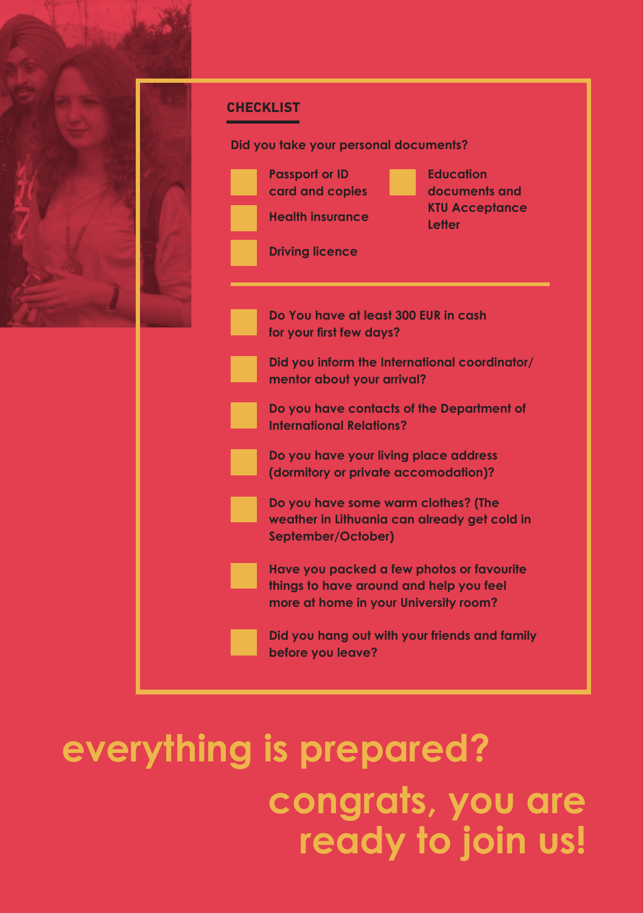## CHECKLIST

**Did you take your personal documents?**

- [ ] Passport or ID card and copies
- [ ] Health insurance
- [ ] Driving licence
- [ ] Education documents and KTU Acceptance Letter

---

- [ ] Do You have at least 300 EUR in cash for your first few days?
- [ ] Did you inform the International coordinator/ mentor about your arrival?
- [ ] Do you have contacts of the Department of International Relations?
- [ ] Do you have your living place address (dormitory or private accomodation)?
- [ ] Do you have some warm clothes? (The weather in Lithuania can already get cold in September/October)
- [ ] Have you packed a few photos or favourite things to have around and help you feel more at home in your University room?
- [ ] Did you hang out with your friends and family before you leave?

# everything is prepared?

# congrats, you are ready to join us!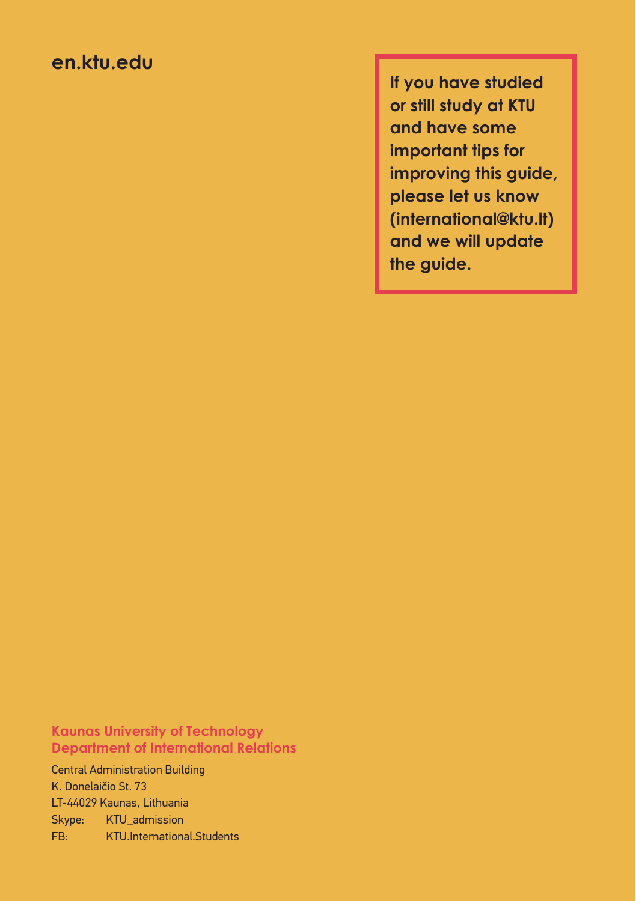en.ktu.edu

**If you have studied or still study at KTU and have some important tips for improving this guide, please let us know (international@ktu.lt) and we will update the guide.**

**Kaunas University of Technology**
**Department of International Relations**

Central Administration Building
K. Donelaičio St. 73
LT-44029 Kaunas, Lithuania
Skype: KTU_admission
FB: KTU.International.Students